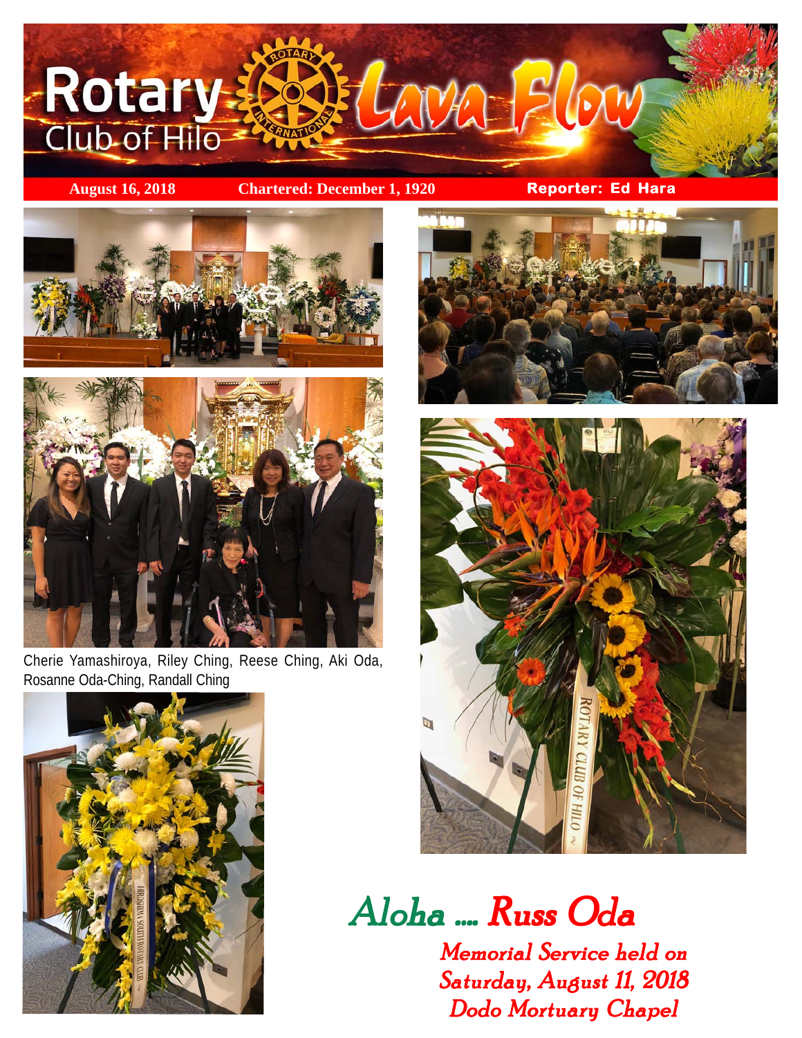# Rotary Club of Hilo — Lava Flow

**August 16, 2018** | **Chartered: December 1, 1920** | **Reporter: Ed Hara**

Cherie Yamashiroya, Riley Ching, Reese Ching, Aki Oda, Rosanne Oda-Ching, Randall Ching

## Aloha .... Russ Oda

*Memorial Service held on*
*Saturday, August 11, 2018*
*Dodo Mortuary Chapel*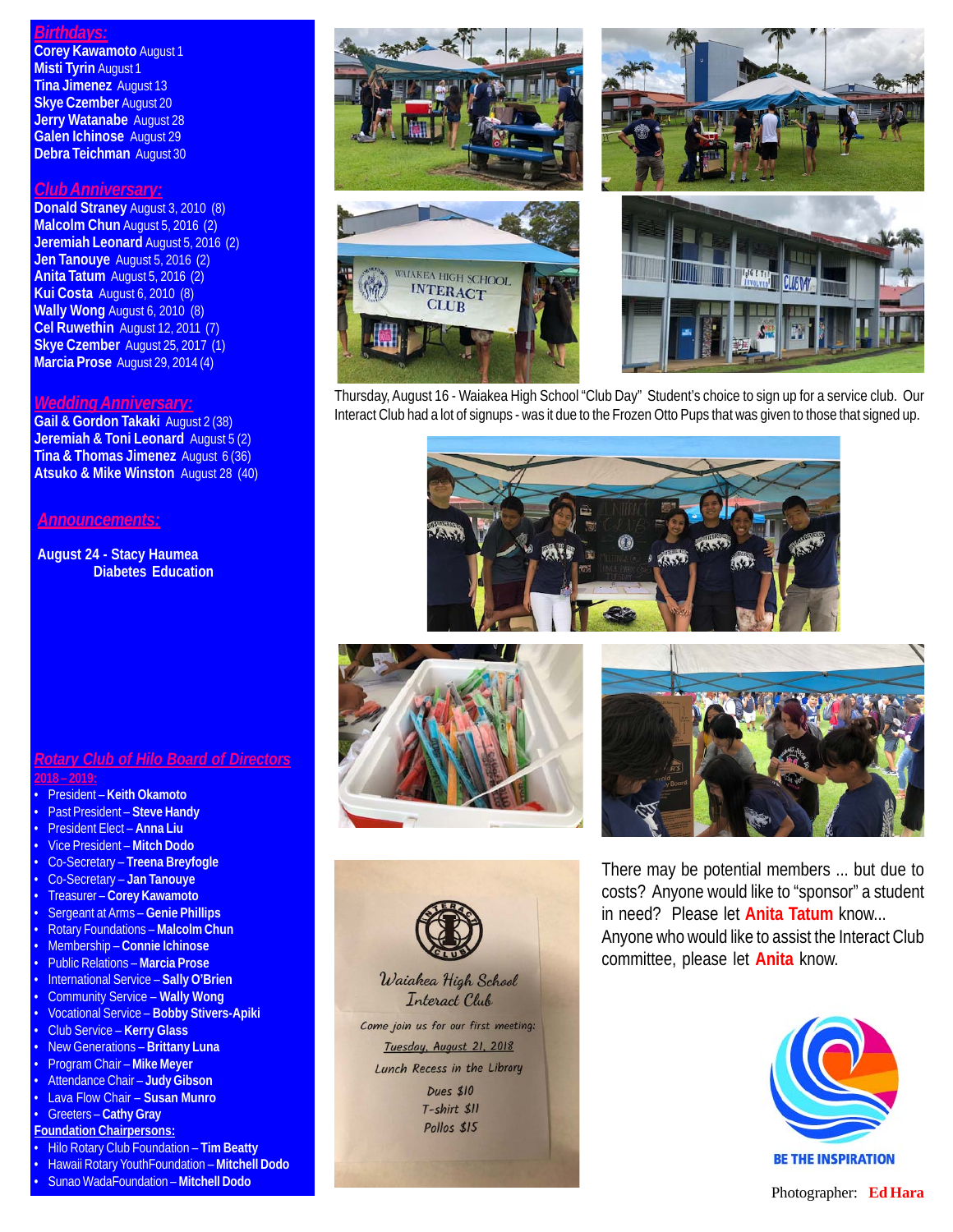## Birthdays:

**Corey Kawamoto** August 1
**Misti Tyrin** August 1
**Tina Jimenez** August 13
**Skye Czember** August 20
**Jerry Watanabe** August 28
**Galen Ichinose** August 29
**Debra Teichman** August 30

## Club Anniversary:

**Donald Straney** August 3, 2010 (8)
**Malcolm Chun** August 5, 2016 (2)
**Jeremiah Leonard** August 5, 2016 (2)
**Jen Tanouye** August 5, 2016 (2)
**Anita Tatum** August 5, 2016 (2)
**Kui Costa** August 6, 2010 (8)
**Wally Wong** August 6, 2010 (8)
**Cel Ruwethin** August 12, 2011 (7)
**Skye Czember** August 25, 2017 (1)
**Marcia Prose** August 29, 2014 (4)

## Wedding Anniversary:

**Gail & Gordon Takaki** August 2 (38)
**Jeremiah & Toni Leonard** August 5 (2)
**Tina & Thomas Jimenez** August 6 (36)
**Atsuko & Mike Winston** August 28 (40)

## Announcements:

**August 24 - Stacy Haumea**
**Diabetes Education**

## Rotary Club of Hilo Board of Directors

**2018 – 2019:**

- President – **Keith Okamoto**
- Past President – **Steve Handy**
- President Elect – **Anna Liu**
- Vice President – **Mitch Dodo**
- Co-Secretary – **Treena Breyfogle**
- Co-Secretary – **Jan Tanouye**
- Treasurer – **Corey Kawamoto**
- Sergeant at Arms – **Genie Phillips**
- Rotary Foundations – **Malcolm Chun**
- Membership – **Connie Ichinose**
- Public Relations – **Marcia Prose**
- International Service – **Sally O'Brien**
- Community Service – **Wally Wong**
- Vocational Service – **Bobby Stivers-Apiki**
- Club Service – **Kerry Glass**
- New Generations – **Brittany Luna**
- Program Chair – **Mike Meyer**
- Attendance Chair – **Judy Gibson**
- Lava Flow Chair – **Susan Munro**
- Greeters – **Cathy Gray**

**Foundation Chairpersons:**

- Hilo Rotary Club Foundation – **Tim Beatty**
- Hawaii Rotary YouthFoundation – **Mitchell Dodo**
- Sunao WadaFoundation – **Mitchell Dodo**

Thursday, August 16 - Waiakea High School "Club Day" Student's choice to sign up for a service club. Our Interact Club had a lot of signups - was it due to the Frozen Otto Pups that was given to those that signed up.

Waiakea High School
Interact Club
Come join us for our first meeting:
Tuesday, August 21, 2018
Lunch Recess in the Library
Dues $10
T-shirt $11
Pollos $15

There may be potential members ... but due to costs? Anyone would like to "sponsor" a student in need? Please let **Anita Tatum** know...
Anyone who would like to assist the Interact Club committee, please let **Anita** know.

BE THE INSPIRATION

Photographer: **Ed Hara**